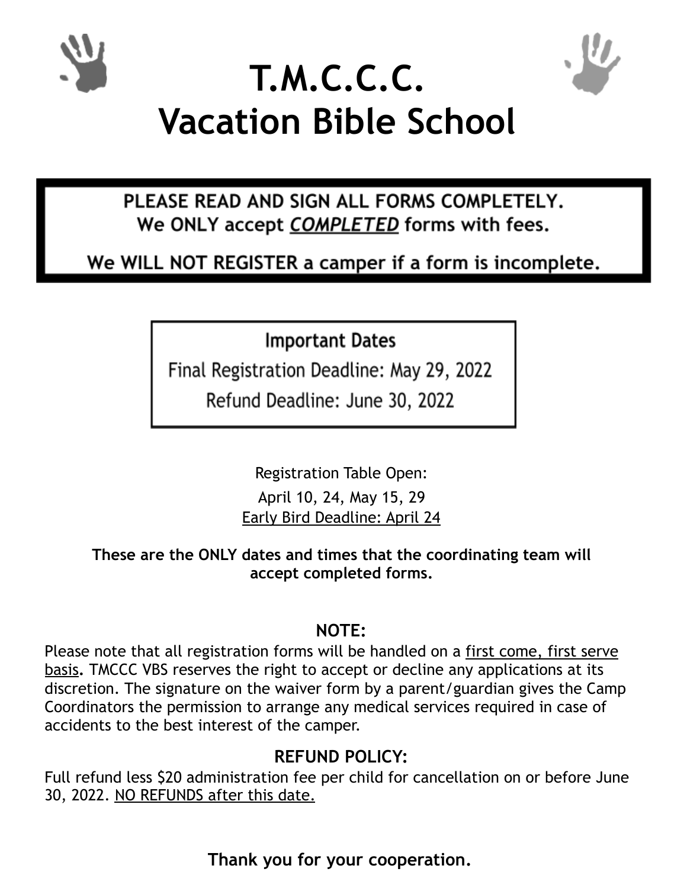# T.M.C.C.C.
# Vacation Bible School

**PLEASE READ AND SIGN ALL FORMS COMPLETELY.**
**We ONLY accept *COMPLETED* forms with fees.**

**We WILL NOT REGISTER a camper if a form is incomplete.**

**Important Dates**

Final Registration Deadline: May 29, 2022

Refund Deadline: June 30, 2022

Registration Table Open:

April 10, 24, May 15, 29

Early Bird Deadline: April 24

**These are the ONLY dates and times that the coordinating team will accept completed forms.**

## NOTE:

Please note that all registration forms will be handled on a first come, first serve basis**.** TMCCC VBS reserves the right to accept or decline any applications at its discretion. The signature on the waiver form by a parent/guardian gives the Camp Coordinators the permission to arrange any medical services required in case of accidents to the best interest of the camper.

## REFUND POLICY:

Full refund less $20 administration fee per child for cancellation on or before June 30, 2022. NO REFUNDS after this date.

**Thank you for your cooperation.**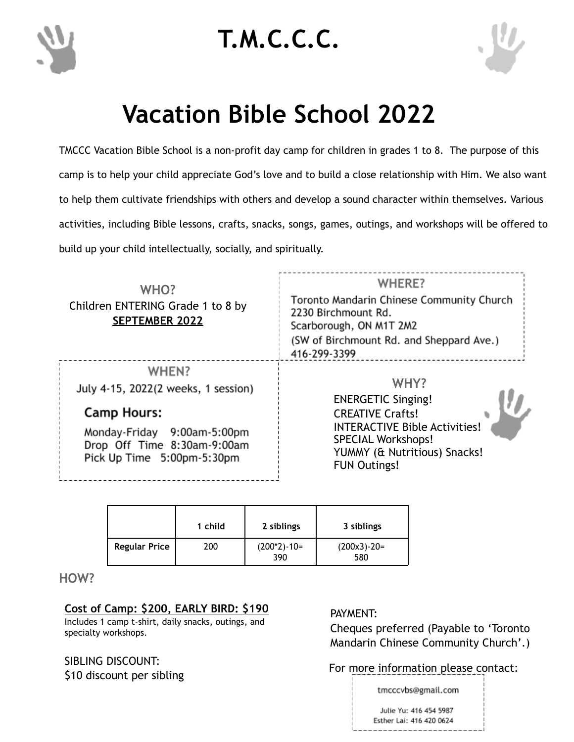# T.M.C.C.C.

# Vacation Bible School 2022

TMCCC Vacation Bible School is a non-profit day camp for children in grades 1 to 8. The purpose of this camp is to help your child appreciate God's love and to build a close relationship with Him. We also want to help them cultivate friendships with others and develop a sound character within themselves. Various activities, including Bible lessons, crafts, snacks, songs, games, outings, and workshops will be offered to build up your child intellectually, socially, and spiritually.

### WHO?

Children ENTERING Grade 1 to 8 by **SEPTEMBER 2022**

### WHERE?

Toronto Mandarin Chinese Community Church
2230 Birchmount Rd.
Scarborough, ON M1T 2M2
(SW of Birchmount Rd. and Sheppard Ave.)
416-299-3399

### WHEN?

July 4-15, 2022(2 weeks, 1 session)

**Camp Hours:**

Monday-Friday 9:00am-5:00pm
Drop Off Time 8:30am-9:00am
Pick Up Time 5:00pm-5:30pm

### WHY?

ENERGETIC Singing!
CREATIVE Crafts!
INTERACTIVE Bible Activities!
SPECIAL Workshops!
YUMMY (& Nutritious) Snacks!
FUN Outings!

| | 1 child | 2 siblings | 3 siblings |
|---|---|---|---|
| **Regular Price** | 200 | (200*2)-10= 390 | (200x3)-20= 580 |

### HOW?

**Cost of Camp: $200, EARLY BIRD: $190**
Includes 1 camp t-shirt, daily snacks, outings, and specialty workshops.

SIBLING DISCOUNT:
$10 discount per sibling

PAYMENT:
Cheques preferred (Payable to 'Toronto Mandarin Chinese Community Church'.)

For more information please contact:

tmcccvbs@gmail.com

Julie Yu: 416 454 5987
Esther Lai: 416 420 0624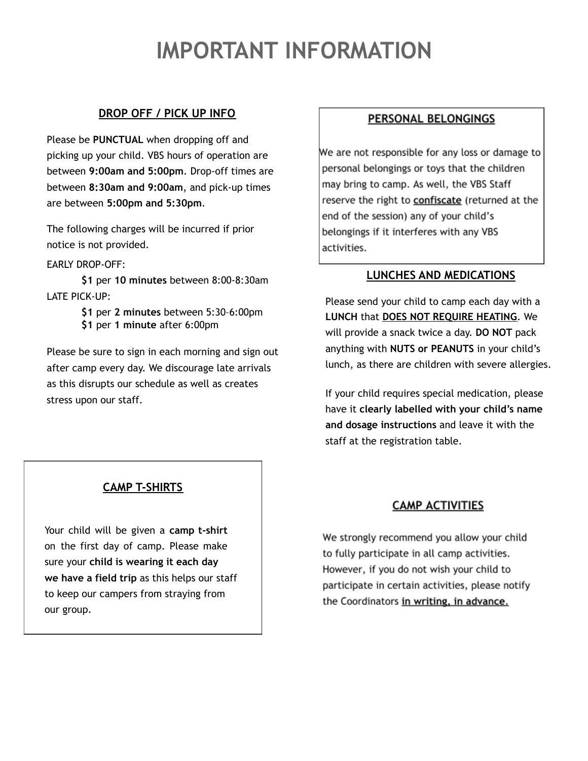# IMPORTANT INFORMATION

## DROP OFF / PICK UP INFO

Please be **PUNCTUAL** when dropping off and picking up your child. VBS hours of operation are between **9:00am and 5:00pm**. Drop-off times are between **8:30am and 9:00am**, and pick-up times are between **5:00pm and 5:30pm**.

The following charges will be incurred if prior notice is not provided.

EARLY DROP-OFF:

**$1** per **10 minutes** between 8:00-8:30am

LATE PICK-UP:

**$1** per **2 minutes** between 5:30–6:00pm
**$1** per **1 minute** after 6:00pm

Please be sure to sign in each morning and sign out after camp every day. We discourage late arrivals as this disrupts our schedule as well as creates stress upon our staff.

## PERSONAL BELONGINGS

We are not responsible for any loss or damage to personal belongings or toys that the children may bring to camp. As well, the VBS Staff reserve the right to **confiscate** (returned at the end of the session) any of your child's belongings if it interferes with any VBS activities.

## LUNCHES AND MEDICATIONS

Please send your child to camp each day with a **LUNCH** that **DOES NOT REQUIRE HEATING**. We will provide a snack twice a day. **DO NOT** pack anything with **NUTS or PEANUTS** in your child's lunch, as there are children with severe allergies.

If your child requires special medication, please have it **clearly labelled with your child's name and dosage instructions** and leave it with the staff at the registration table.

## CAMP T-SHIRTS

Your child will be given a **camp t-shirt** on the first day of camp. Please make sure your **child is wearing it each day we have a field trip** as this helps our staff to keep our campers from straying from our group.

## CAMP ACTIVITIES

We strongly recommend you allow your child to fully participate in all camp activities. However, if you do not wish your child to participate in certain activities, please notify the Coordinators **in writing, in advance.**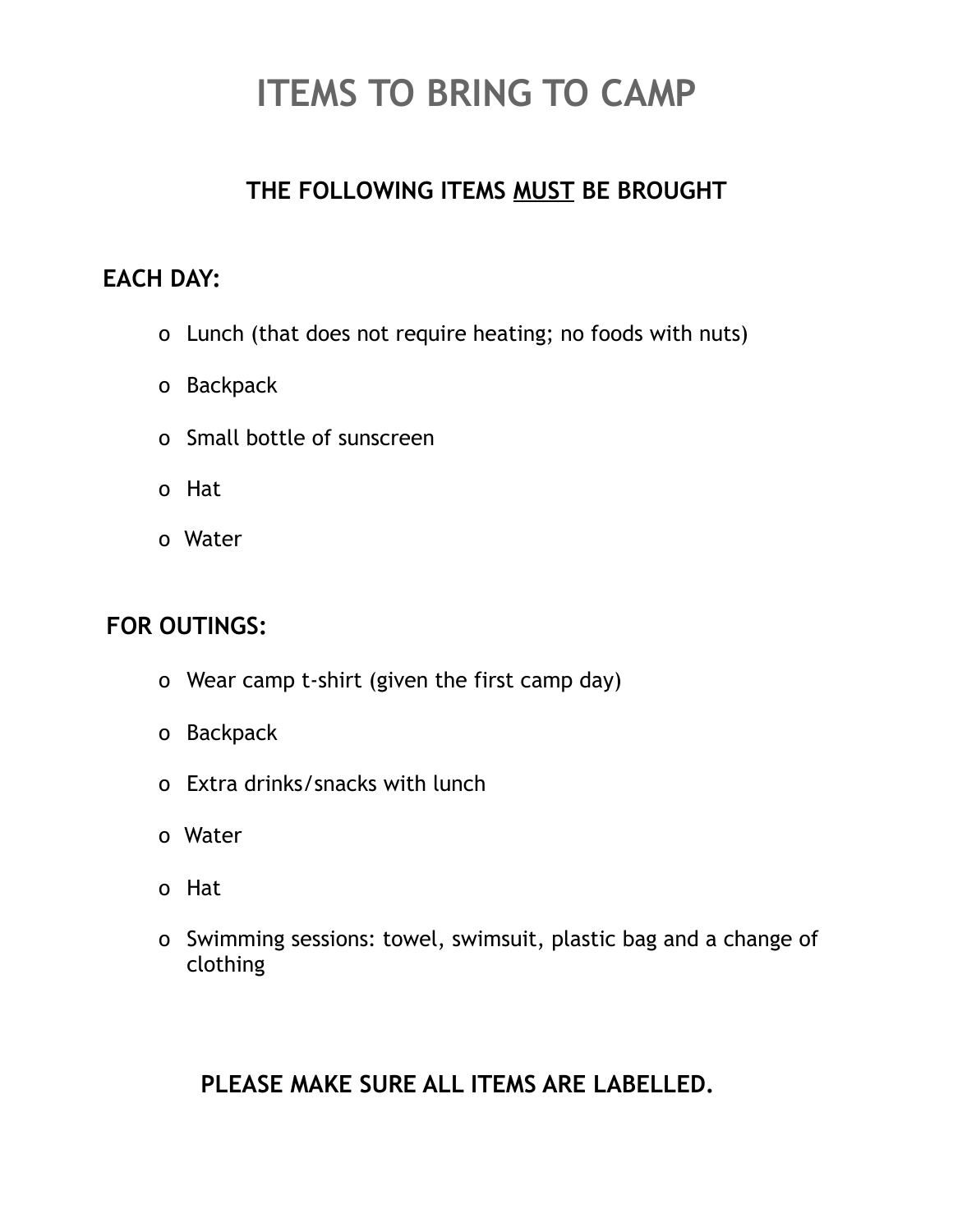# ITEMS TO BRING TO CAMP

**THE FOLLOWING ITEMS <u>MUST</u> BE BROUGHT**

**EACH DAY:**

- Lunch (that does not require heating; no foods with nuts)
- Backpack
- Small bottle of sunscreen
- Hat
- Water

**FOR OUTINGS:**

- Wear camp t-shirt (given the first camp day)
- Backpack
- Extra drinks/snacks with lunch
- Water
- Hat
- Swimming sessions: towel, swimsuit, plastic bag and a change of clothing

**PLEASE MAKE SURE ALL ITEMS ARE LABELLED.**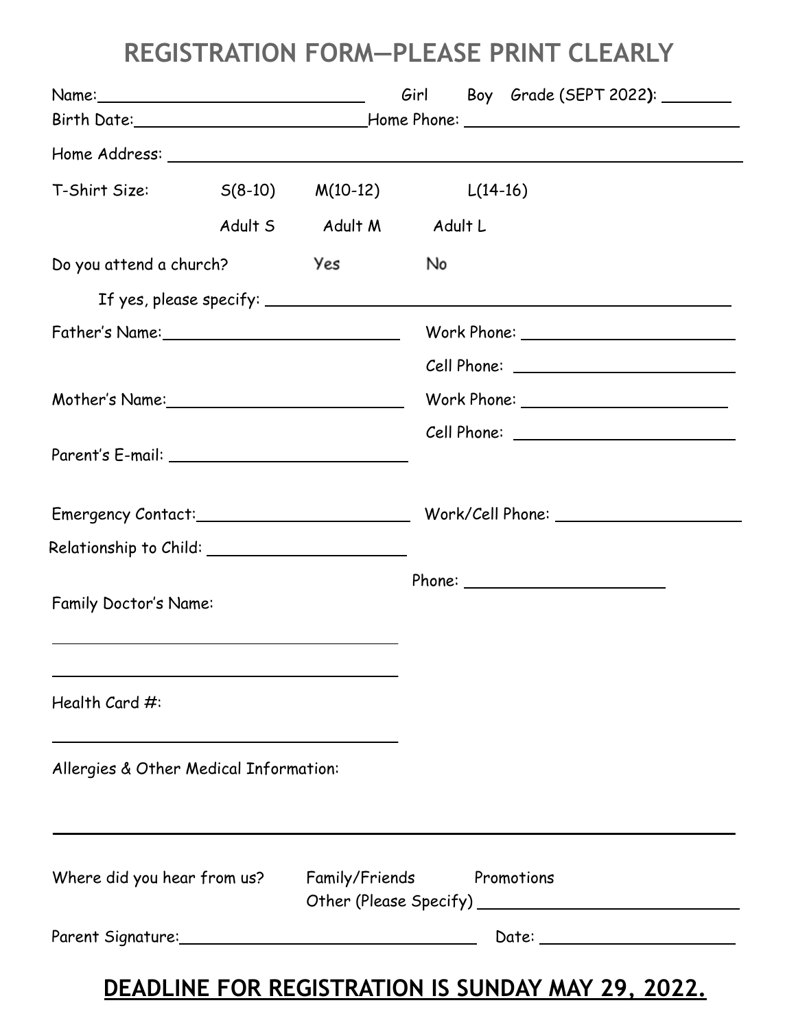# REGISTRATION FORM—PLEASE PRINT CLEARLY

Name: ______________________________ Girl Boy Grade (SEPT 2022): ________

Birth Date: ______________________________ Home Phone: ______________________________

Home Address: ____________________________________________________________

T-Shirt Size: S(8-10) M(10-12) L(14-16)

Adult S Adult M Adult L

Do you attend a church? Yes No

If yes, please specify: ____________________________________________________

Father's Name: ____________________________ Work Phone: __________________________

Cell Phone: __________________________

Mother's Name: ____________________________ Work Phone: __________________________

Cell Phone: __________________________

Parent's E-mail: ____________________________

Emergency Contact: ____________________________ Work/Cell Phone: ______________________

Relationship to Child: ________________________

Phone: ________________________

Family Doctor's Name:

________________________________________

________________________________________

Health Card #:

________________________________________

Allergies & Other Medical Information:

________________________________________________________________________________

Where did you hear from us? Family/Friends Promotions

Other (Please Specify) ______________________________

Parent Signature: ______________________________________ Date: ______________________

**DEADLINE FOR REGISTRATION IS SUNDAY MAY 29, 2022.**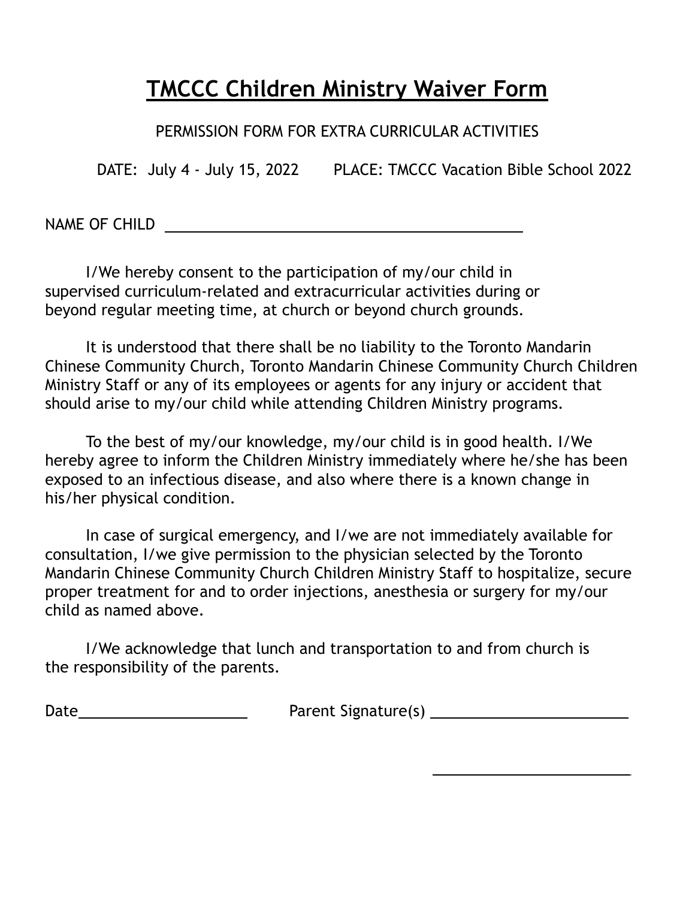# TMCCC Children Ministry Waiver Form

PERMISSION FORM FOR EXTRA CURRICULAR ACTIVITIES

DATE: July 4 - July 15, 2022 PLACE: TMCCC Vacation Bible School 2022

NAME OF CHILD \_\_\_\_\_\_\_\_\_\_\_\_\_\_\_\_\_\_\_\_\_\_\_\_\_\_\_\_\_\_\_\_\_\_\_\_\_\_\_\_

I/We hereby consent to the participation of my/our child in supervised curriculum-related and extracurricular activities during or beyond regular meeting time, at church or beyond church grounds.

It is understood that there shall be no liability to the Toronto Mandarin Chinese Community Church, Toronto Mandarin Chinese Community Church Children Ministry Staff or any of its employees or agents for any injury or accident that should arise to my/our child while attending Children Ministry programs.

To the best of my/our knowledge, my/our child is in good health. I/We hereby agree to inform the Children Ministry immediately where he/she has been exposed to an infectious disease, and also where there is a known change in his/her physical condition.

In case of surgical emergency, and I/we are not immediately available for consultation, I/we give permission to the physician selected by the Toronto Mandarin Chinese Community Church Children Ministry Staff to hospitalize, secure proper treatment for and to order injections, anesthesia or surgery for my/our child as named above.

I/We acknowledge that lunch and transportation to and from church is the responsibility of the parents.

Date\_\_\_\_\_\_\_\_\_\_\_\_\_\_\_\_\_\_\_\_ Parent Signature(s) \_\_\_\_\_\_\_\_\_\_\_\_\_\_\_\_\_\_\_\_\_\_\_\_

\_\_\_\_\_\_\_\_\_\_\_\_\_\_\_\_\_\_\_\_\_\_\_\_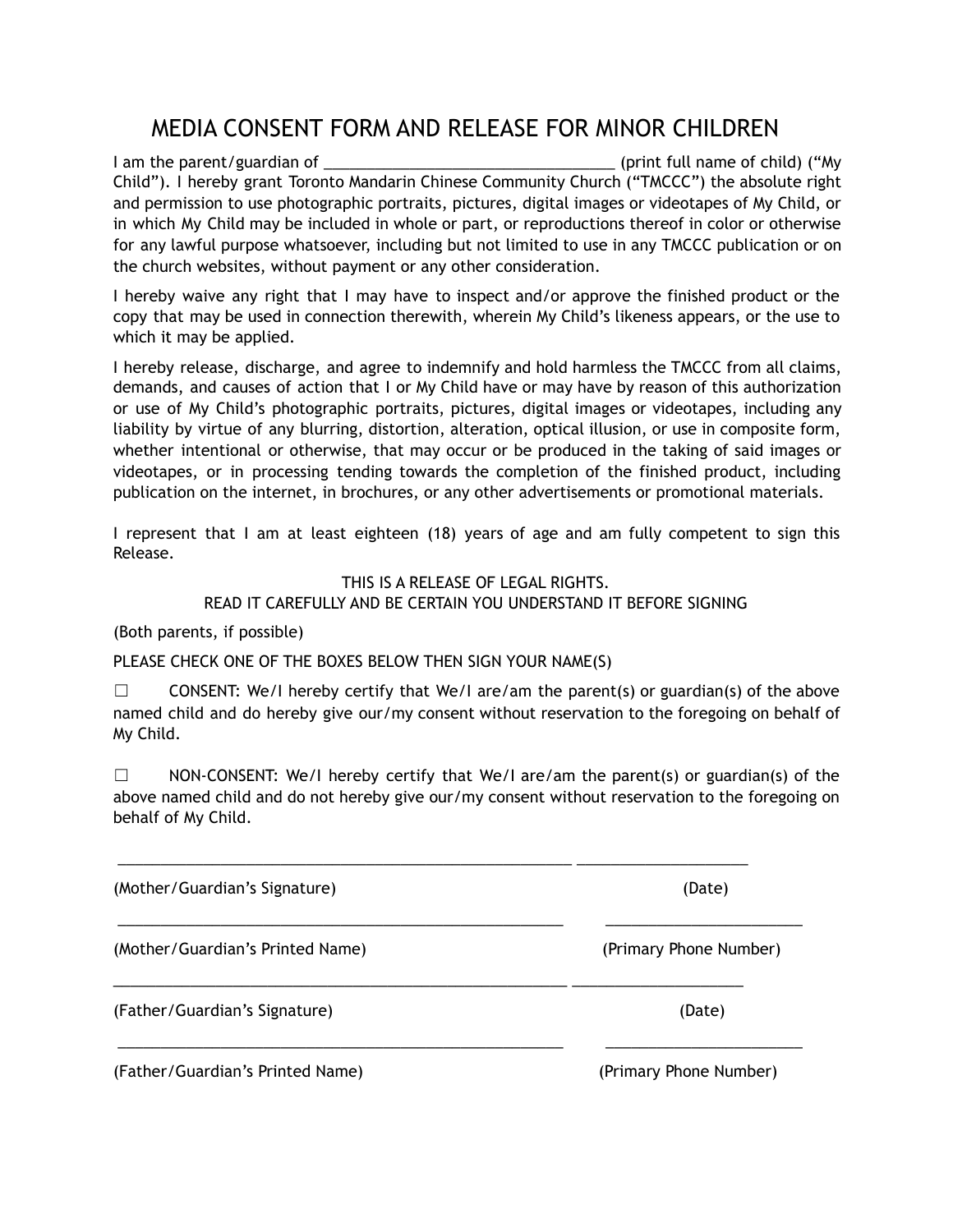# MEDIA CONSENT FORM AND RELEASE FOR MINOR CHILDREN

I am the parent/guardian of __________________________________ (print full name of child) ("My Child"). I hereby grant Toronto Mandarin Chinese Community Church ("TMCCC") the absolute right and permission to use photographic portraits, pictures, digital images or videotapes of My Child, or in which My Child may be included in whole or part, or reproductions thereof in color or otherwise for any lawful purpose whatsoever, including but not limited to use in any TMCCC publication or on the church websites, without payment or any other consideration.

I hereby waive any right that I may have to inspect and/or approve the finished product or the copy that may be used in connection therewith, wherein My Child's likeness appears, or the use to which it may be applied.

I hereby release, discharge, and agree to indemnify and hold harmless the TMCCC from all claims, demands, and causes of action that I or My Child have or may have by reason of this authorization or use of My Child's photographic portraits, pictures, digital images or videotapes, including any liability by virtue of any blurring, distortion, alteration, optical illusion, or use in composite form, whether intentional or otherwise, that may occur or be produced in the taking of said images or videotapes, or in processing tending towards the completion of the finished product, including publication on the internet, in brochures, or any other advertisements or promotional materials.

I represent that I am at least eighteen (18) years of age and am fully competent to sign this Release.

THIS IS A RELEASE OF LEGAL RIGHTS.
READ IT CAREFULLY AND BE CERTAIN YOU UNDERSTAND IT BEFORE SIGNING

(Both parents, if possible)

PLEASE CHECK ONE OF THE BOXES BELOW THEN SIGN YOUR NAME(S)

☐ CONSENT: We/I hereby certify that We/I are/am the parent(s) or guardian(s) of the above named child and do hereby give our/my consent without reservation to the foregoing on behalf of My Child.

☐ NON-CONSENT: We/I hereby certify that We/I are/am the parent(s) or guardian(s) of the above named child and do not hereby give our/my consent without reservation to the foregoing on behalf of My Child.

_______________________________________________ ____________________

(Mother/Guardian's Signature) (Date)

_______________________________________________ ____________________

(Mother/Guardian's Printed Name) (Primary Phone Number)

_______________________________________________ ____________________

(Father/Guardian's Signature) (Date)

_______________________________________________ ____________________

(Father/Guardian's Printed Name) (Primary Phone Number)